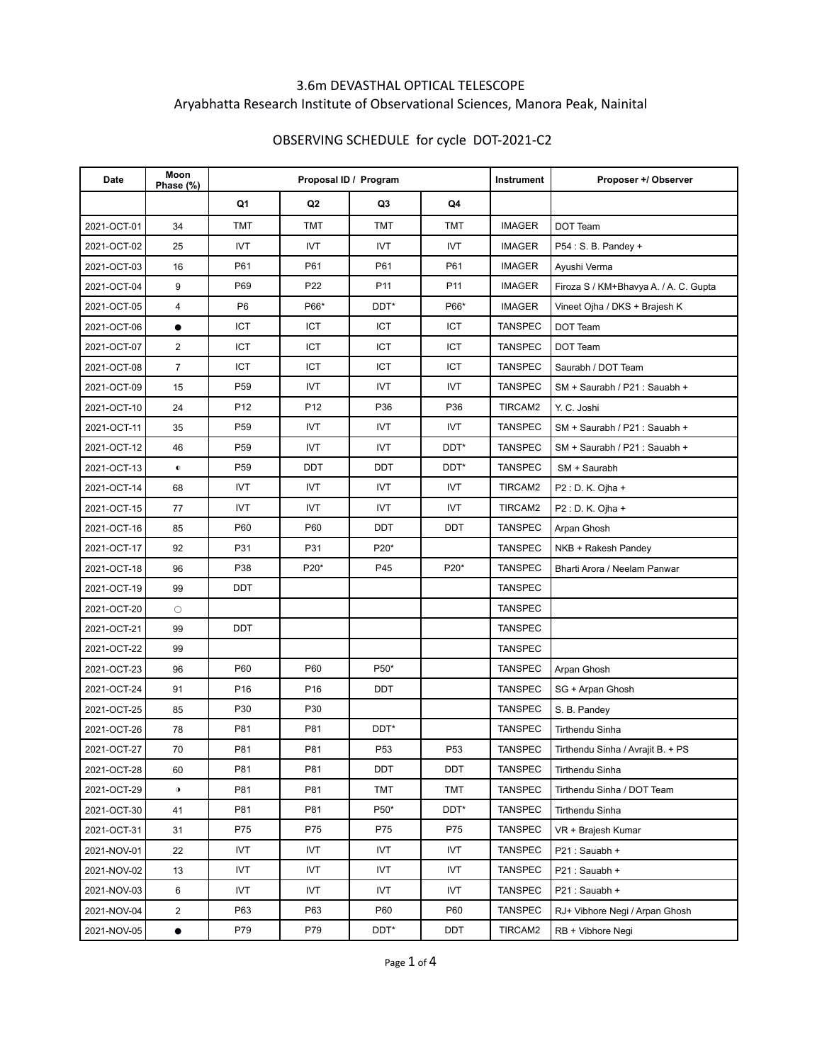# 3.6m DEVASTHAL OPTICAL TELESCOPE

## Aryabhatta Research Institute of Observational Sciences, Manora Peak, Nainital

### OBSERVING SCHEDULE for cycle DOT-2021-C2

| Date | Moon Phase (%) | Proposal ID / Program | | | | Instrument | Proposer +/ Observer |
|---|---|---|---|---|---|---|---|
| | | Q1 | Q2 | Q3 | Q4 | | |
| 2021-OCT-01 | 34 | TMT | TMT | TMT | TMT | IMAGER | DOT Team |
| 2021-OCT-02 | 25 | IVT | IVT | IVT | IVT | IMAGER | P54 : S. B. Pandey + |
| 2021-OCT-03 | 16 | P61 | P61 | P61 | P61 | IMAGER | Ayushi Verma |
| 2021-OCT-04 | 9 | P69 | P22 | P11 | P11 | IMAGER | Firoza S / KM+Bhavya A. / A. C. Gupta |
| 2021-OCT-05 | 4 | P6 | P66* | DDT* | P66* | IMAGER | Vineet Ojha / DKS + Brajesh K |
| 2021-OCT-06 | ● | ICT | ICT | ICT | ICT | TANSPEC | DOT Team |
| 2021-OCT-07 | 2 | ICT | ICT | ICT | ICT | TANSPEC | DOT Team |
| 2021-OCT-08 | 7 | ICT | ICT | ICT | ICT | TANSPEC | Saurabh / DOT Team |
| 2021-OCT-09 | 15 | P59 | IVT | IVT | IVT | TANSPEC | SM + Saurabh / P21 : Sauabh + |
| 2021-OCT-10 | 24 | P12 | P12 | P36 | P36 | TIRCAM2 | Y. C. Joshi |
| 2021-OCT-11 | 35 | P59 | IVT | IVT | IVT | TANSPEC | SM + Saurabh / P21 : Sauabh + |
| 2021-OCT-12 | 46 | P59 | IVT | IVT | DDT* | TANSPEC | SM + Saurabh / P21 : Sauabh + |
| 2021-OCT-13 | ◐ | P59 | DDT | DDT | DDT* | TANSPEC | SM + Saurabh |
| 2021-OCT-14 | 68 | IVT | IVT | IVT | IVT | TIRCAM2 | P2 : D. K. Ojha + |
| 2021-OCT-15 | 77 | IVT | IVT | IVT | IVT | TIRCAM2 | P2 : D. K. Ojha + |
| 2021-OCT-16 | 85 | P60 | P60 | DDT | DDT | TANSPEC | Arpan Ghosh |
| 2021-OCT-17 | 92 | P31 | P31 | P20* | | TANSPEC | NKB + Rakesh Pandey |
| 2021-OCT-18 | 96 | P38 | P20* | P45 | P20* | TANSPEC | Bharti Arora / Neelam Panwar |
| 2021-OCT-19 | 99 | DDT | | | | TANSPEC | |
| 2021-OCT-20 | ○ | | | | | TANSPEC | |
| 2021-OCT-21 | 99 | DDT | | | | TANSPEC | |
| 2021-OCT-22 | 99 | | | | | TANSPEC | |
| 2021-OCT-23 | 96 | P60 | P60 | P50* | | TANSPEC | Arpan Ghosh |
| 2021-OCT-24 | 91 | P16 | P16 | DDT | | TANSPEC | SG + Arpan Ghosh |
| 2021-OCT-25 | 85 | P30 | P30 | | | TANSPEC | S. B. Pandey |
| 2021-OCT-26 | 78 | P81 | P81 | DDT* | | TANSPEC | Tirthendu Sinha |
| 2021-OCT-27 | 70 | P81 | P81 | P53 | P53 | TANSPEC | Tirthendu Sinha / Avrajit B. + PS |
| 2021-OCT-28 | 60 | P81 | P81 | DDT | DDT | TANSPEC | Tirthendu Sinha |
| 2021-OCT-29 | ◑ | P81 | P81 | TMT | TMT | TANSPEC | Tirthendu Sinha / DOT Team |
| 2021-OCT-30 | 41 | P81 | P81 | P50* | DDT* | TANSPEC | Tirthendu Sinha |
| 2021-OCT-31 | 31 | P75 | P75 | P75 | P75 | TANSPEC | VR + Brajesh Kumar |
| 2021-NOV-01 | 22 | IVT | IVT | IVT | IVT | TANSPEC | P21 : Sauabh + |
| 2021-NOV-02 | 13 | IVT | IVT | IVT | IVT | TANSPEC | P21 : Sauabh + |
| 2021-NOV-03 | 6 | IVT | IVT | IVT | IVT | TANSPEC | P21 : Sauabh + |
| 2021-NOV-04 | 2 | P63 | P63 | P60 | P60 | TANSPEC | RJ+ Vibhore Negi / Arpan Ghosh |
| 2021-NOV-05 | ● | P79 | P79 | DDT* | DDT | TIRCAM2 | RB + Vibhore Negi |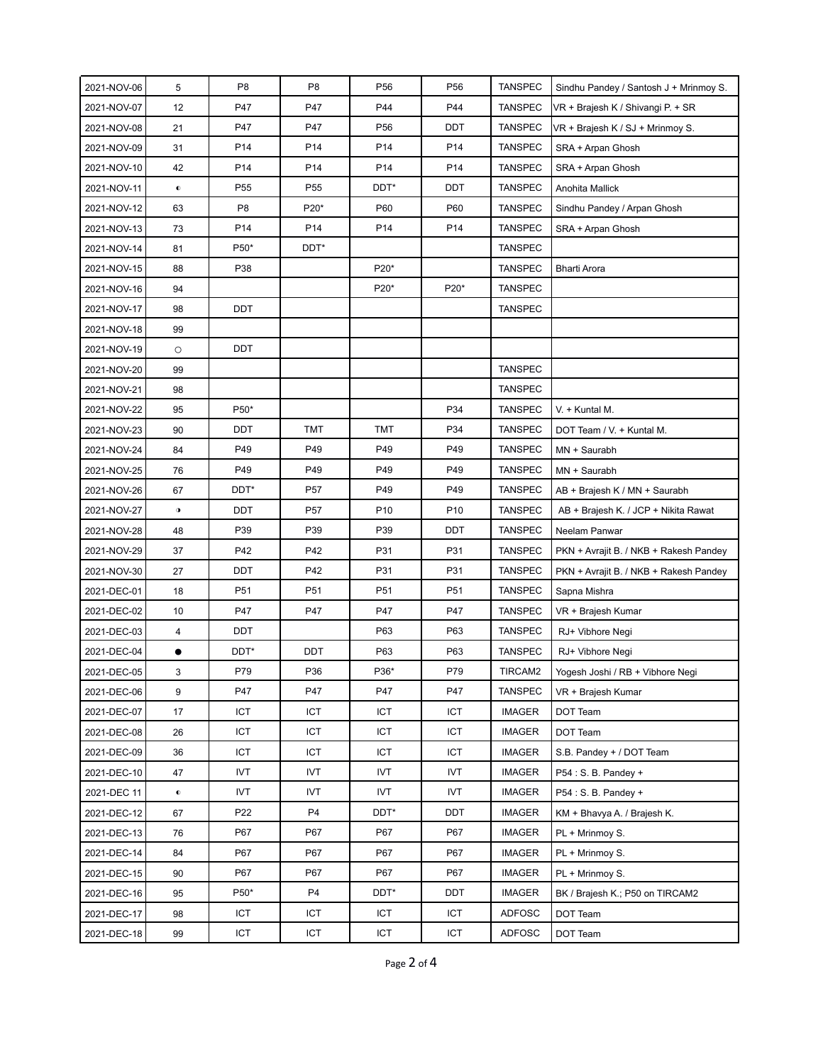| | | | | | | | |
|---|---|---|---|---|---|---|---|
| 2021-NOV-06 | 5 | P8 | P8 | P56 | P56 | TANSPEC | Sindhu Pandey / Santosh J + Mrinmoy S. |
| 2021-NOV-07 | 12 | P47 | P47 | P44 | P44 | TANSPEC | VR + Brajesh K / Shivangi P. + SR |
| 2021-NOV-08 | 21 | P47 | P47 | P56 | DDT | TANSPEC | VR + Brajesh K / SJ + Mrinmoy S. |
| 2021-NOV-09 | 31 | P14 | P14 | P14 | P14 | TANSPEC | SRA + Arpan Ghosh |
| 2021-NOV-10 | 42 | P14 | P14 | P14 | P14 | TANSPEC | SRA + Arpan Ghosh |
| 2021-NOV-11 | ◐ | P55 | P55 | DDT* | DDT | TANSPEC | Anohita Mallick |
| 2021-NOV-12 | 63 | P8 | P20* | P60 | P60 | TANSPEC | Sindhu Pandey / Arpan Ghosh |
| 2021-NOV-13 | 73 | P14 | P14 | P14 | P14 | TANSPEC | SRA + Arpan Ghosh |
| 2021-NOV-14 | 81 | P50* | DDT* | | | TANSPEC | |
| 2021-NOV-15 | 88 | P38 | | P20* | | TANSPEC | Bharti Arora |
| 2021-NOV-16 | 94 | | | P20* | P20* | TANSPEC | |
| 2021-NOV-17 | 98 | DDT | | | | TANSPEC | |
| 2021-NOV-18 | 99 | | | | | | |
| 2021-NOV-19 | ○ | DDT | | | | | |
| 2021-NOV-20 | 99 | | | | | TANSPEC | |
| 2021-NOV-21 | 98 | | | | | TANSPEC | |
| 2021-NOV-22 | 95 | P50* | | | P34 | TANSPEC | V. + Kuntal M. |
| 2021-NOV-23 | 90 | DDT | TMT | TMT | P34 | TANSPEC | DOT Team / V. + Kuntal M. |
| 2021-NOV-24 | 84 | P49 | P49 | P49 | P49 | TANSPEC | MN + Saurabh |
| 2021-NOV-25 | 76 | P49 | P49 | P49 | P49 | TANSPEC | MN + Saurabh |
| 2021-NOV-26 | 67 | DDT* | P57 | P49 | P49 | TANSPEC | AB + Brajesh K / MN + Saurabh |
| 2021-NOV-27 | ◑ | DDT | P57 | P10 | P10 | TANSPEC | AB + Brajesh K. / JCP + Nikita Rawat |
| 2021-NOV-28 | 48 | P39 | P39 | P39 | DDT | TANSPEC | Neelam Panwar |
| 2021-NOV-29 | 37 | P42 | P42 | P31 | P31 | TANSPEC | PKN + Avrajit B. / NKB + Rakesh Pandey |
| 2021-NOV-30 | 27 | DDT | P42 | P31 | P31 | TANSPEC | PKN + Avrajit B. / NKB + Rakesh Pandey |
| 2021-DEC-01 | 18 | P51 | P51 | P51 | P51 | TANSPEC | Sapna Mishra |
| 2021-DEC-02 | 10 | P47 | P47 | P47 | P47 | TANSPEC | VR + Brajesh Kumar |
| 2021-DEC-03 | 4 | DDT | | P63 | P63 | TANSPEC | RJ+ Vibhore Negi |
| 2021-DEC-04 | ● | DDT* | DDT | P63 | P63 | TANSPEC | RJ+ Vibhore Negi |
| 2021-DEC-05 | 3 | P79 | P36 | P36* | P79 | TIRCAM2 | Yogesh Joshi / RB + Vibhore Negi |
| 2021-DEC-06 | 9 | P47 | P47 | P47 | P47 | TANSPEC | VR + Brajesh Kumar |
| 2021-DEC-07 | 17 | ICT | ICT | ICT | ICT | IMAGER | DOT Team |
| 2021-DEC-08 | 26 | ICT | ICT | ICT | ICT | IMAGER | DOT Team |
| 2021-DEC-09 | 36 | ICT | ICT | ICT | ICT | IMAGER | S.B. Pandey + / DOT Team |
| 2021-DEC-10 | 47 | IVT | IVT | IVT | IVT | IMAGER | P54 : S. B. Pandey + |
| 2021-DEC 11 | ◐ | IVT | IVT | IVT | IVT | IMAGER | P54 : S. B. Pandey + |
| 2021-DEC-12 | 67 | P22 | P4 | DDT* | DDT | IMAGER | KM + Bhavya A. / Brajesh K. |
| 2021-DEC-13 | 76 | P67 | P67 | P67 | P67 | IMAGER | PL + Mrinmoy S. |
| 2021-DEC-14 | 84 | P67 | P67 | P67 | P67 | IMAGER | PL + Mrinmoy S. |
| 2021-DEC-15 | 90 | P67 | P67 | P67 | P67 | IMAGER | PL + Mrinmoy S. |
| 2021-DEC-16 | 95 | P50* | P4 | DDT* | DDT | IMAGER | BK / Brajesh K.; P50 on TIRCAM2 |
| 2021-DEC-17 | 98 | ICT | ICT | ICT | ICT | ADFOSC | DOT Team |
| 2021-DEC-18 | 99 | ICT | ICT | ICT | ICT | ADFOSC | DOT Team |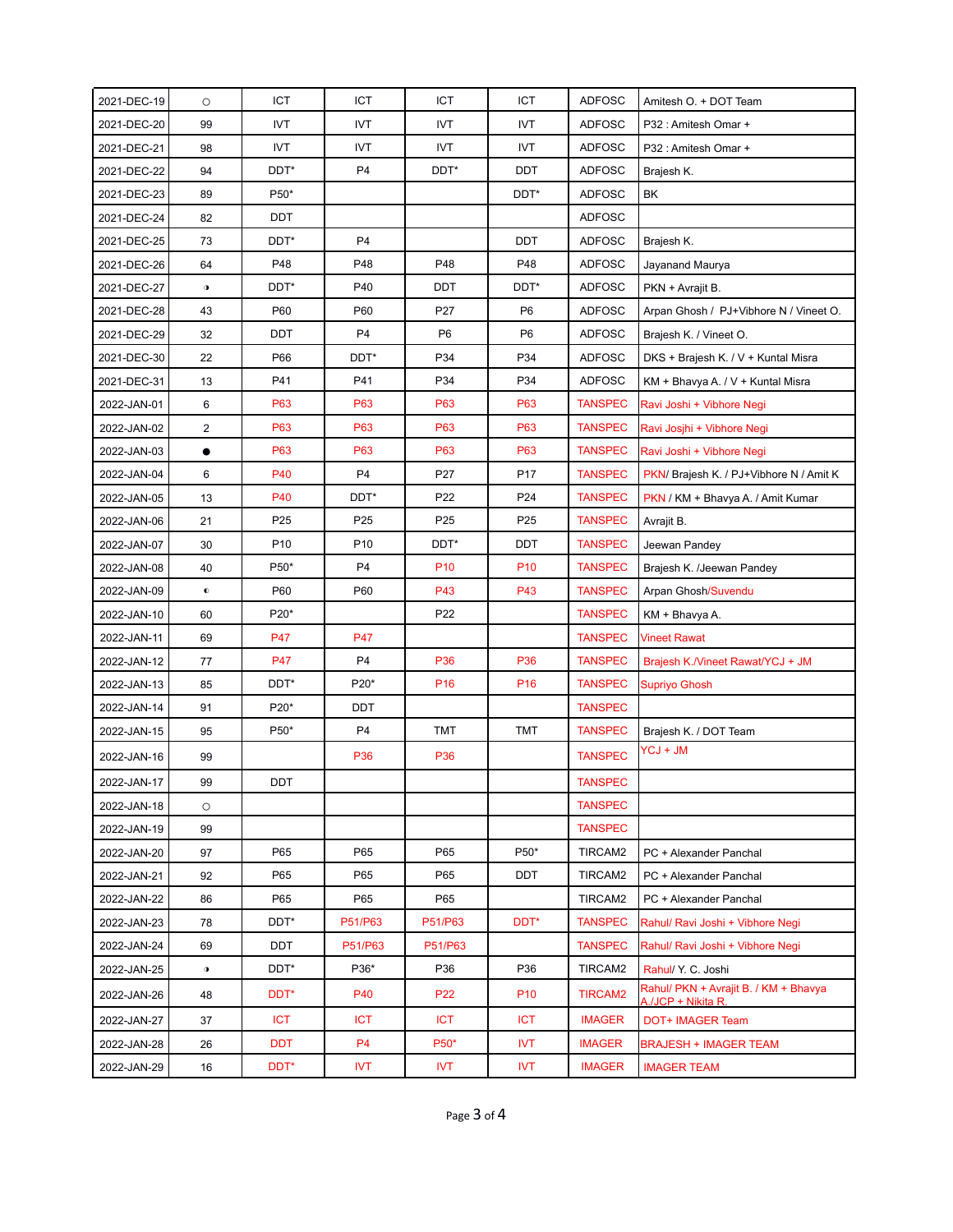| | | | | | | | |
|---|---|---|---|---|---|---|---|
| 2021-DEC-19 | ○ | ICT | ICT | ICT | ICT | ADFOSC | Amitesh O. + DOT Team |
| 2021-DEC-20 | 99 | IVT | IVT | IVT | IVT | ADFOSC | P32 : Amitesh Omar + |
| 2021-DEC-21 | 98 | IVT | IVT | IVT | IVT | ADFOSC | P32 : Amitesh Omar + |
| 2021-DEC-22 | 94 | DDT* | P4 | DDT* | DDT | ADFOSC | Brajesh K. |
| 2021-DEC-23 | 89 | P50* | | | DDT* | ADFOSC | BK |
| 2021-DEC-24 | 82 | DDT | | | | ADFOSC | |
| 2021-DEC-25 | 73 | DDT* | P4 | | DDT | ADFOSC | Brajesh K. |
| 2021-DEC-26 | 64 | P48 | P48 | P48 | P48 | ADFOSC | Jayanand Maurya |
| 2021-DEC-27 | ◑ | DDT* | P40 | DDT | DDT* | ADFOSC | PKN + Avrajit B. |
| 2021-DEC-28 | 43 | P60 | P60 | P27 | P6 | ADFOSC | Arpan Ghosh / PJ+Vibhore N / Vineet O. |
| 2021-DEC-29 | 32 | DDT | P4 | P6 | P6 | ADFOSC | Brajesh K. / Vineet O. |
| 2021-DEC-30 | 22 | P66 | DDT* | P34 | P34 | ADFOSC | DKS + Brajesh K. / V + Kuntal Misra |
| 2021-DEC-31 | 13 | P41 | P41 | P34 | P34 | ADFOSC | KM + Bhavya A. / V + Kuntal Misra |
| 2022-JAN-01 | 6 | P63 | P63 | P63 | P63 | TANSPEC | Ravi Joshi + Vibhore Negi |
| 2022-JAN-02 | 2 | P63 | P63 | P63 | P63 | TANSPEC | Ravi Josjhi + Vibhore Negi |
| 2022-JAN-03 | ● | P63 | P63 | P63 | P63 | TANSPEC | Ravi Joshi + Vibhore Negi |
| 2022-JAN-04 | 6 | P40 | P4 | P27 | P17 | TANSPEC | PKN/ Brajesh K. / PJ+Vibhore N / Amit K |
| 2022-JAN-05 | 13 | P40 | DDT* | P22 | P24 | TANSPEC | PKN / KM + Bhavya A. / Amit Kumar |
| 2022-JAN-06 | 21 | P25 | P25 | P25 | P25 | TANSPEC | Avrajit B. |
| 2022-JAN-07 | 30 | P10 | P10 | DDT* | DDT | TANSPEC | Jeewan Pandey |
| 2022-JAN-08 | 40 | P50* | P4 | P10 | P10 | TANSPEC | Brajesh K. /Jeewan Pandey |
| 2022-JAN-09 | ◐ | P60 | P60 | P43 | P43 | TANSPEC | Arpan Ghosh/Suvendu |
| 2022-JAN-10 | 60 | P20* | | P22 | | TANSPEC | KM + Bhavya A. |
| 2022-JAN-11 | 69 | P47 | P47 | | | TANSPEC | Vineet Rawat |
| 2022-JAN-12 | 77 | P47 | P4 | P36 | P36 | TANSPEC | Brajesh K./Vineet Rawat/YCJ + JM |
| 2022-JAN-13 | 85 | DDT* | P20* | P16 | P16 | TANSPEC | Supriyo Ghosh |
| 2022-JAN-14 | 91 | P20* | DDT | | | TANSPEC | |
| 2022-JAN-15 | 95 | P50* | P4 | TMT | TMT | TANSPEC | Brajesh K. / DOT Team |
| 2022-JAN-16 | 99 | | P36 | P36 | | TANSPEC | YCJ + JM |
| 2022-JAN-17 | 99 | DDT | | | | TANSPEC | |
| 2022-JAN-18 | ○ | | | | | TANSPEC | |
| 2022-JAN-19 | 99 | | | | | TANSPEC | |
| 2022-JAN-20 | 97 | P65 | P65 | P65 | P50* | TIRCAM2 | PC + Alexander Panchal |
| 2022-JAN-21 | 92 | P65 | P65 | P65 | DDT | TIRCAM2 | PC + Alexander Panchal |
| 2022-JAN-22 | 86 | P65 | P65 | P65 | | TIRCAM2 | PC + Alexander Panchal |
| 2022-JAN-23 | 78 | DDT* | P51/P63 | P51/P63 | DDT* | TANSPEC | Rahul/ Ravi Joshi + Vibhore Negi |
| 2022-JAN-24 | 69 | DDT | P51/P63 | P51/P63 | | TANSPEC | Rahul/ Ravi Joshi + Vibhore Negi |
| 2022-JAN-25 | ◑ | DDT* | P36* | P36 | P36 | TIRCAM2 | Rahul/ Y. C. Joshi |
| 2022-JAN-26 | 48 | DDT* | P40 | P22 | P10 | TIRCAM2 | Rahul/ PKN + Avrajit B. / KM + Bhavya A./JCP + Nikita R. |
| 2022-JAN-27 | 37 | ICT | ICT | ICT | ICT | IMAGER | DOT+ IMAGER Team |
| 2022-JAN-28 | 26 | DDT | P4 | P50* | IVT | IMAGER | BRAJESH + IMAGER TEAM |
| 2022-JAN-29 | 16 | DDT* | IVT | IVT | IVT | IMAGER | IMAGER TEAM |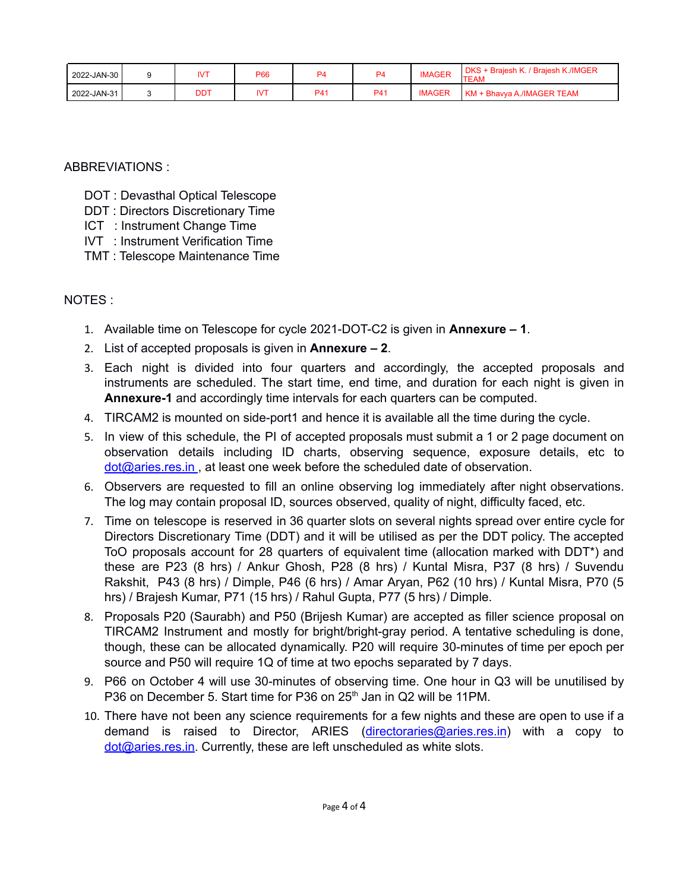| | | | | | | | |
|---|---|---|---|---|---|---|---|
| 2022-JAN-30 | 9 | IVT | P66 | P4 | P4 | IMAGER | DKS + Brajesh K. / Brajesh K./IMGER TEAM |
| 2022-JAN-31 | 3 | DDT | IVT | P41 | P41 | IMAGER | KM + Bhavya A./IMAGER TEAM |

ABBREVIATIONS :

DOT : Devasthal Optical Telescope
DDT : Directors Discretionary Time
ICT : Instrument Change Time
IVT : Instrument Verification Time
TMT : Telescope Maintenance Time

NOTES :

1. Available time on Telescope for cycle 2021-DOT-C2 is given in **Annexure – 1**.
2. List of accepted proposals is given in **Annexure – 2**.
3. Each night is divided into four quarters and accordingly, the accepted proposals and instruments are scheduled. The start time, end time, and duration for each night is given in **Annexure-1** and accordingly time intervals for each quarters can be computed.
4. TIRCAM2 is mounted on side-port1 and hence it is available all the time during the cycle.
5. In view of this schedule, the PI of accepted proposals must submit a 1 or 2 page document on observation details including ID charts, observing sequence, exposure details, etc to dot@aries.res.in , at least one week before the scheduled date of observation.
6. Observers are requested to fill an online observing log immediately after night observations. The log may contain proposal ID, sources observed, quality of night, difficulty faced, etc.
7. Time on telescope is reserved in 36 quarter slots on several nights spread over entire cycle for Directors Discretionary Time (DDT) and it will be utilised as per the DDT policy. The accepted ToO proposals account for 28 quarters of equivalent time (allocation marked with DDT*) and these are P23 (8 hrs) / Ankur Ghosh, P28 (8 hrs) / Kuntal Misra, P37 (8 hrs) / Suvendu Rakshit, P43 (8 hrs) / Dimple, P46 (6 hrs) / Amar Aryan, P62 (10 hrs) / Kuntal Misra, P70 (5 hrs) / Brajesh Kumar, P71 (15 hrs) / Rahul Gupta, P77 (5 hrs) / Dimple.
8. Proposals P20 (Saurabh) and P50 (Brijesh Kumar) are accepted as filler science proposal on TIRCAM2 Instrument and mostly for bright/bright-gray period. A tentative scheduling is done, though, these can be allocated dynamically. P20 will require 30-minutes of time per epoch per source and P50 will require 1Q of time at two epochs separated by 7 days.
9. P66 on October 4 will use 30-minutes of observing time. One hour in Q3 will be unutilised by P36 on December 5. Start time for P36 on 25th Jan in Q2 will be 11PM.
10. There have not been any science requirements for a few nights and these are open to use if a demand is raised to Director, ARIES (directoraries@aries.res.in) with a copy to dot@aries.res.in. Currently, these are left unscheduled as white slots.